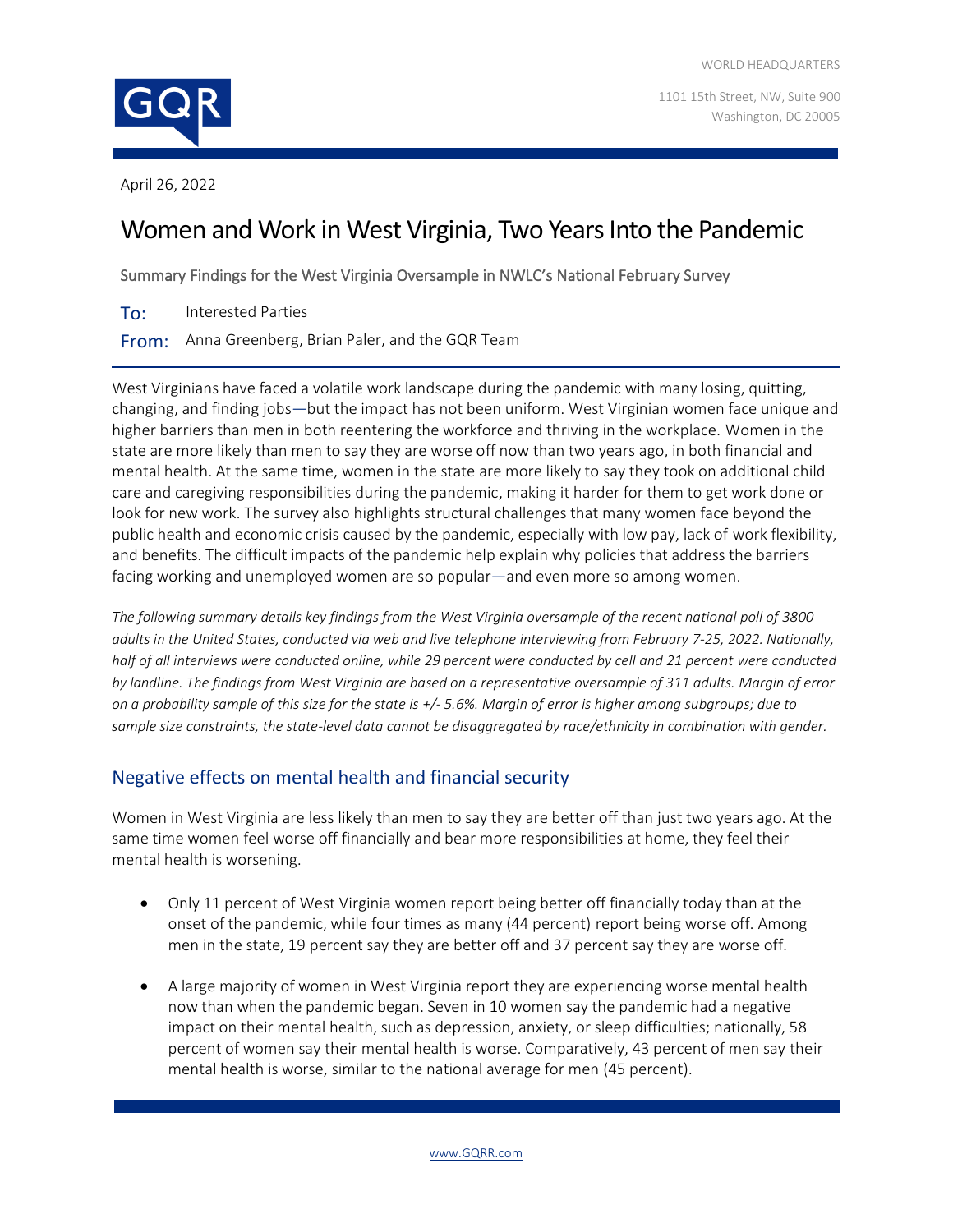WORLD HEADQUARTERS

1101 15th Street, NW, Suite 900
Washington, DC 20005

April 26, 2022

# Women and Work in West Virginia, Two Years Into the Pandemic

Summary Findings for the West Virginia Oversample in NWLC's National February Survey

**To:** Interested Parties

**From:** Anna Greenberg, Brian Paler, and the GQR Team

West Virginians have faced a volatile work landscape during the pandemic with many losing, quitting, changing, and finding jobs—but the impact has not been uniform. West Virginian women face unique and higher barriers than men in both reentering the workforce and thriving in the workplace. Women in the state are more likely than men to say they are worse off now than two years ago, in both financial and mental health. At the same time, women in the state are more likely to say they took on additional child care and caregiving responsibilities during the pandemic, making it harder for them to get work done or look for new work. The survey also highlights structural challenges that many women face beyond the public health and economic crisis caused by the pandemic, especially with low pay, lack of work flexibility, and benefits. The difficult impacts of the pandemic help explain why policies that address the barriers facing working and unemployed women are so popular—and even more so among women.

*The following summary details key findings from the West Virginia oversample of the recent national poll of 3800 adults in the United States, conducted via web and live telephone interviewing from February 7-25, 2022. Nationally, half of all interviews were conducted online, while 29 percent were conducted by cell and 21 percent were conducted by landline. The findings from West Virginia are based on a representative oversample of 311 adults. Margin of error on a probability sample of this size for the state is +/- 5.6%. Margin of error is higher among subgroups; due to sample size constraints, the state-level data cannot be disaggregated by race/ethnicity in combination with gender.*

## Negative effects on mental health and financial security

Women in West Virginia are less likely than men to say they are better off than just two years ago. At the same time women feel worse off financially and bear more responsibilities at home, they feel their mental health is worsening.

- Only 11 percent of West Virginia women report being better off financially today than at the onset of the pandemic, while four times as many (44 percent) report being worse off. Among men in the state, 19 percent say they are better off and 37 percent say they are worse off.
- A large majority of women in West Virginia report they are experiencing worse mental health now than when the pandemic began. Seven in 10 women say the pandemic had a negative impact on their mental health, such as depression, anxiety, or sleep difficulties; nationally, 58 percent of women say their mental health is worse. Comparatively, 43 percent of men say their mental health is worse, similar to the national average for men (45 percent).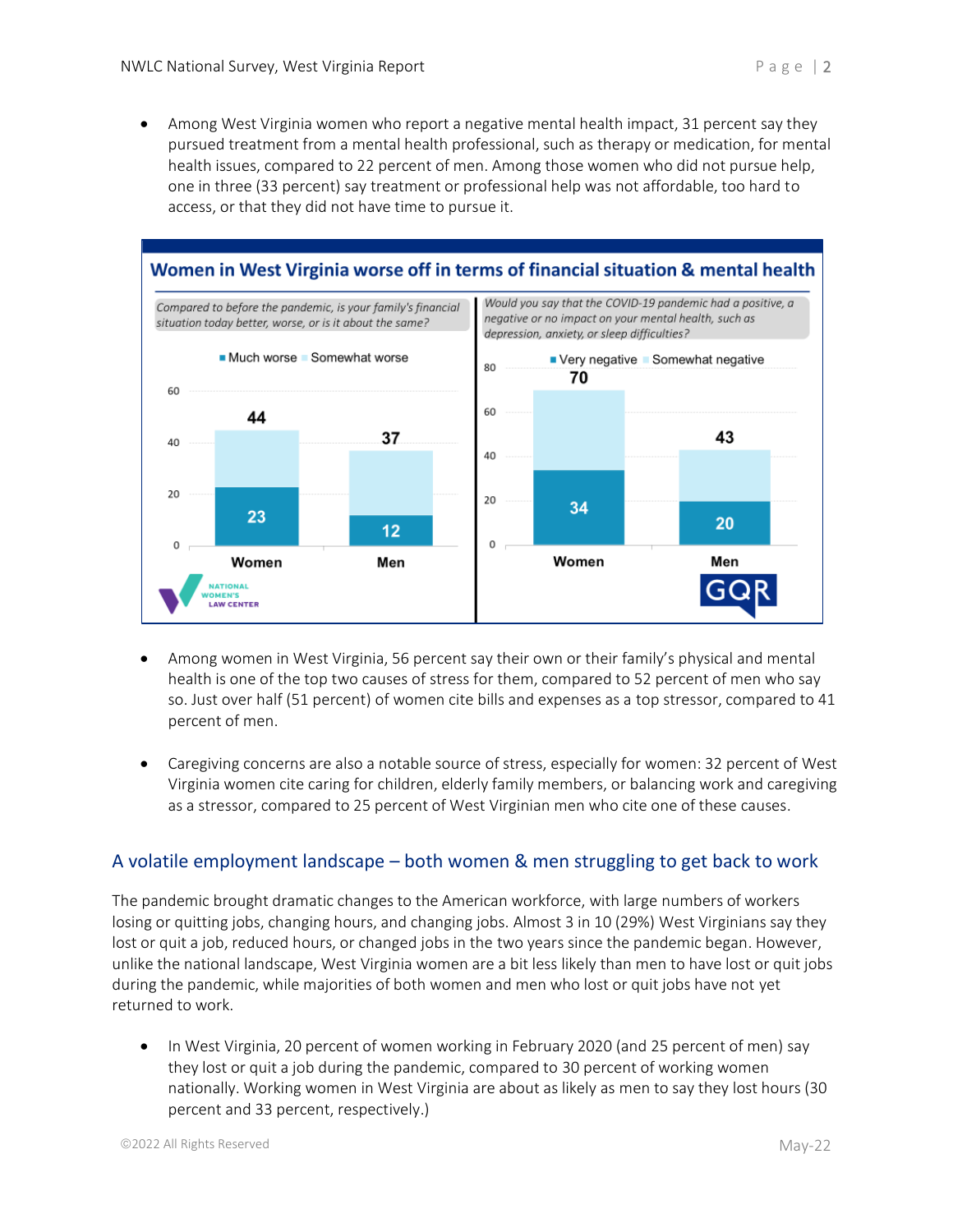- Among West Virginia women who report a negative mental health impact, 31 percent say they pursued treatment from a mental health professional, such as therapy or medication, for mental health issues, compared to 22 percent of men. Among those women who did not pursue help, one in three (33 percent) say treatment or professional help was not affordable, too hard to access, or that they did not have time to pursue it.

**Women in West Virginia worse off in terms of financial situation & mental health**

*Compared to before the pandemic, is your family's financial situation today better, worse, or is it about the same?*

| | Much worse | Somewhat worse (total) |
|---|---|---|
| Women | 23 | 44 |
| Men | 12 | 37 |

*Would you say that the COVID-19 pandemic had a positive, a negative or no impact on your mental health, such as depression, anxiety, or sleep difficulties?*

| | Very negative | Somewhat negative (total) |
|---|---|---|
| Women | 34 | 70 |
| Men | 20 | 43 |

- Among women in West Virginia, 56 percent say their own or their family's physical and mental health is one of the top two causes of stress for them, compared to 52 percent of men who say so. Just over half (51 percent) of women cite bills and expenses as a top stressor, compared to 41 percent of men.

- Caregiving concerns are also a notable source of stress, especially for women: 32 percent of West Virginia women cite caring for children, elderly family members, or balancing work and caregiving as a stressor, compared to 25 percent of West Virginian men who cite one of these causes.

## A volatile employment landscape – both women & men struggling to get back to work

The pandemic brought dramatic changes to the American workforce, with large numbers of workers losing or quitting jobs, changing hours, and changing jobs. Almost 3 in 10 (29%) West Virginians say they lost or quit a job, reduced hours, or changed jobs in the two years since the pandemic began. However, unlike the national landscape, West Virginia women are a bit less likely than men to have lost or quit jobs during the pandemic, while majorities of both women and men who lost or quit jobs have not yet returned to work.

- In West Virginia, 20 percent of women working in February 2020 (and 25 percent of men) say they lost or quit a job during the pandemic, compared to 30 percent of working women nationally. Working women in West Virginia are about as likely as men to say they lost hours (30 percent and 33 percent, respectively.)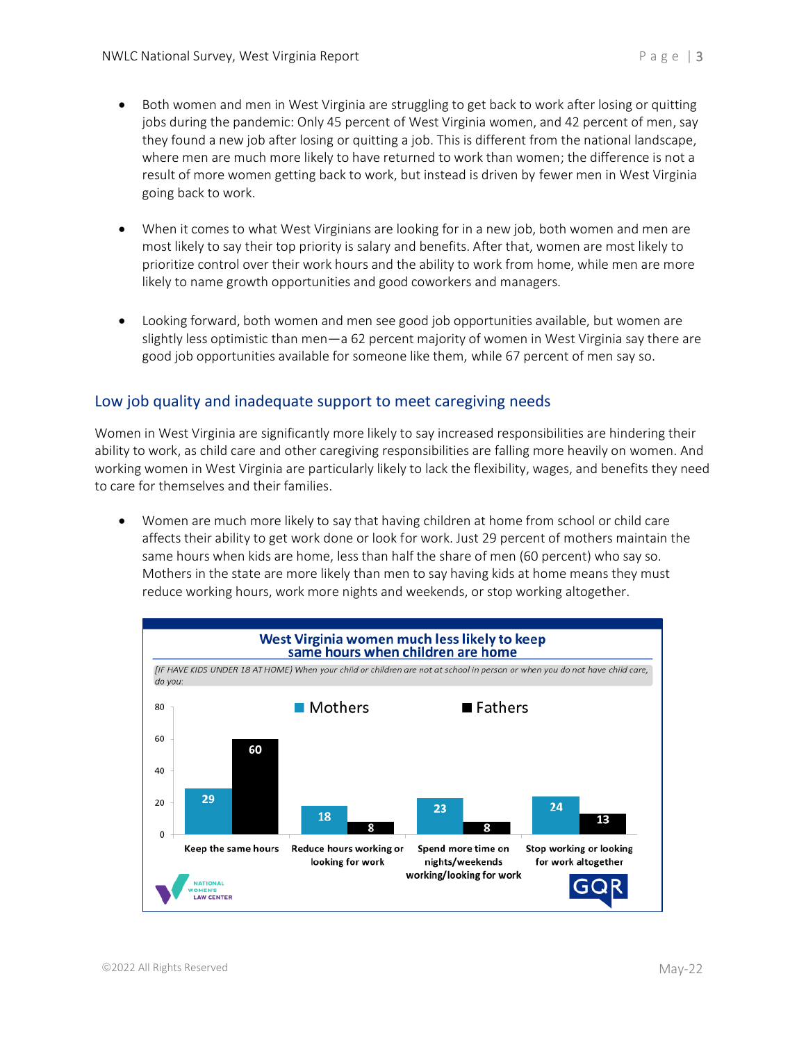- Both women and men in West Virginia are struggling to get back to work after losing or quitting jobs during the pandemic: Only 45 percent of West Virginia women, and 42 percent of men, say they found a new job after losing or quitting a job. This is different from the national landscape, where men are much more likely to have returned to work than women; the difference is not a result of more women getting back to work, but instead is driven by fewer men in West Virginia going back to work.

- When it comes to what West Virginians are looking for in a new job, both women and men are most likely to say their top priority is salary and benefits. After that, women are most likely to prioritize control over their work hours and the ability to work from home, while men are more likely to name growth opportunities and good coworkers and managers.

- Looking forward, both women and men see good job opportunities available, but women are slightly less optimistic than men—a 62 percent majority of women in West Virginia say there are good job opportunities available for someone like them, while 67 percent of men say so.

## Low job quality and inadequate support to meet caregiving needs

Women in West Virginia are significantly more likely to say increased responsibilities are hindering their ability to work, as child care and other caregiving responsibilities are falling more heavily on women. And working women in West Virginia are particularly likely to lack the flexibility, wages, and benefits they need to care for themselves and their families.

- Women are much more likely to say that having children at home from school or child care affects their ability to get work done or look for work. Just 29 percent of mothers maintain the same hours when kids are home, less than half the share of men (60 percent) who say so. Mothers in the state are more likely than men to say having kids at home means they must reduce working hours, work more nights and weekends, or stop working altogether.

**West Virginia women much less likely to keep same hours when children are home**

*(IF HAVE KIDS UNDER 18 AT HOME) When your child or children are not at school in person or when you do not have child care, do you:*

| | Mothers | Fathers |
|---|---|---|
| Keep the same hours | 29 | 60 |
| Reduce hours working or looking for work | 18 | 8 |
| Spend more time on nights/weekends working/looking for work | 23 | 8 |
| Stop working or looking for work altogether | 24 | 13 |

NATIONAL WOMEN'S LAW CENTER GQR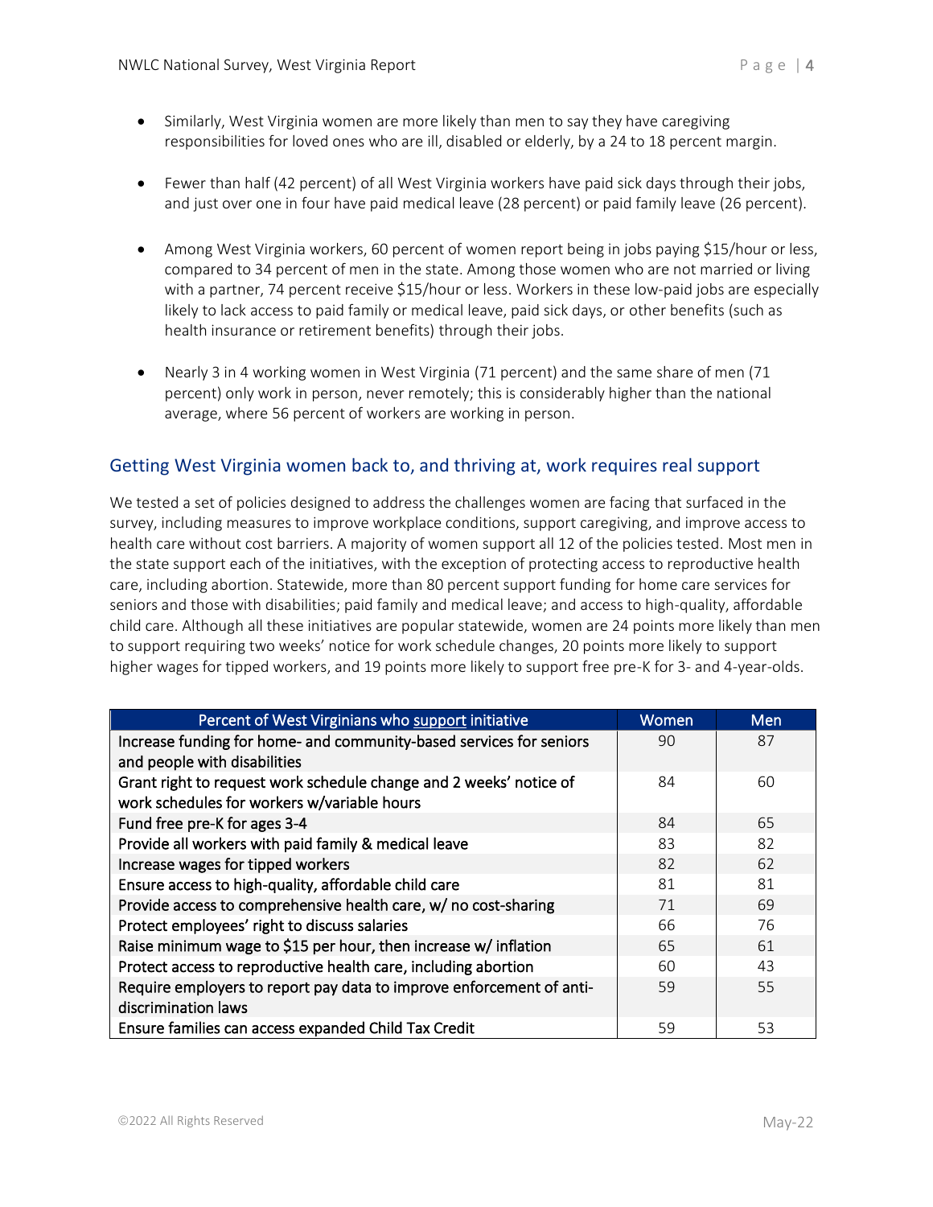- Similarly, West Virginia women are more likely than men to say they have caregiving responsibilities for loved ones who are ill, disabled or elderly, by a 24 to 18 percent margin.

- Fewer than half (42 percent) of all West Virginia workers have paid sick days through their jobs, and just over one in four have paid medical leave (28 percent) or paid family leave (26 percent).

- Among West Virginia workers, 60 percent of women report being in jobs paying $15/hour or less, compared to 34 percent of men in the state. Among those women who are not married or living with a partner, 74 percent receive $15/hour or less. Workers in these low-paid jobs are especially likely to lack access to paid family or medical leave, paid sick days, or other benefits (such as health insurance or retirement benefits) through their jobs.

- Nearly 3 in 4 working women in West Virginia (71 percent) and the same share of men (71 percent) only work in person, never remotely; this is considerably higher than the national average, where 56 percent of workers are working in person.

## Getting West Virginia women back to, and thriving at, work requires real support

We tested a set of policies designed to address the challenges women are facing that surfaced in the survey, including measures to improve workplace conditions, support caregiving, and improve access to health care without cost barriers. A majority of women support all 12 of the policies tested. Most men in the state support each of the initiatives, with the exception of protecting access to reproductive health care, including abortion. Statewide, more than 80 percent support funding for home care services for seniors and those with disabilities; paid family and medical leave; and access to high-quality, affordable child care. Although all these initiatives are popular statewide, women are 24 points more likely than men to support requiring two weeks' notice for work schedule changes, 20 points more likely to support higher wages for tipped workers, and 19 points more likely to support free pre-K for 3- and 4-year-olds.

| Percent of West Virginians who support initiative | Women | Men |
|---|---|---|
| Increase funding for home- and community-based services for seniors and people with disabilities | 90 | 87 |
| Grant right to request work schedule change and 2 weeks' notice of work schedules for workers w/variable hours | 84 | 60 |
| Fund free pre-K for ages 3-4 | 84 | 65 |
| Provide all workers with paid family & medical leave | 83 | 82 |
| Increase wages for tipped workers | 82 | 62 |
| Ensure access to high-quality, affordable child care | 81 | 81 |
| Provide access to comprehensive health care, w/ no cost-sharing | 71 | 69 |
| Protect employees' right to discuss salaries | 66 | 76 |
| Raise minimum wage to $15 per hour, then increase w/ inflation | 65 | 61 |
| Protect access to reproductive health care, including abortion | 60 | 43 |
| Require employers to report pay data to improve enforcement of anti-discrimination laws | 59 | 55 |
| Ensure families can access expanded Child Tax Credit | 59 | 53 |